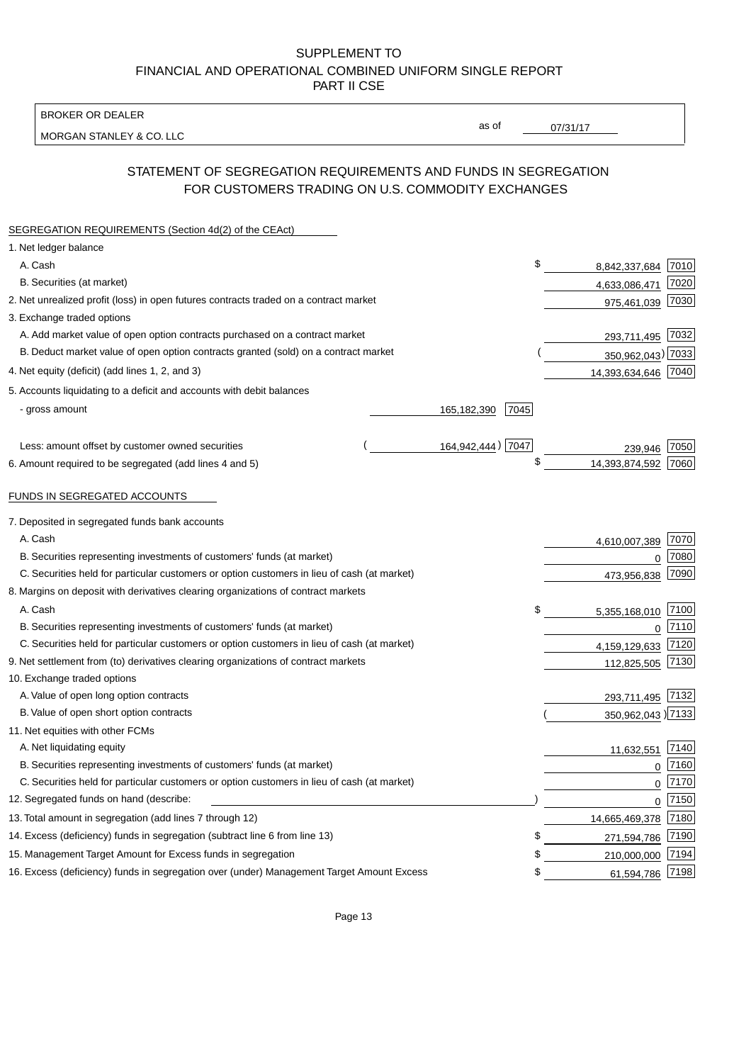SUPPLEMENT TO
FINANCIAL AND OPERATIONAL COMBINED UNIFORM SINGLE REPORT
PART II CSE

BROKER OR DEALER
MORGAN STANLEY & CO. LLC

as of 07/31/17

## STATEMENT OF SEGREGATION REQUIREMENTS AND FUNDS IN SEGREGATION FOR CUSTOMERS TRADING ON U.S. COMMODITY EXCHANGES

SEGREGATION REQUIREMENTS (Section 4d(2) of the CEAct)

| | | | | |
|---|---|---|---|---|
| 1. Net ledger balance | | | | |
| A. Cash | | | $ 8,842,337,684 | 7010 |
| B. Securities (at market) | | | 4,633,086,471 | 7020 |
| 2. Net unrealized profit (loss) in open futures contracts traded on a contract market | | | 975,461,039 | 7030 |
| 3. Exchange traded options | | | | |
| A. Add market value of open option contracts purchased on a contract market | | | 293,711,495 | 7032 |
| B. Deduct market value of open option contracts granted (sold) on a contract market | | | (350,962,043) | 7033 |
| 4. Net equity (deficit) (add lines 1, 2, and 3) | | | 14,393,634,646 | 7040 |
| 5. Accounts liquidating to a deficit and accounts with debit balances | | | | |
| - gross amount | 165,182,390 | 7045 | | |
| Less: amount offset by customer owned securities | (164,942,444) | 7047 | 239,946 | 7050 |
| 6. Amount required to be segregated (add lines 4 and 5) | | | $ 14,393,874,592 | 7060 |

FUNDS IN SEGREGATED ACCOUNTS

| | | |
|---|---|---|
| 7. Deposited in segregated funds bank accounts | | |
| A. Cash | 4,610,007,389 | 7070 |
| B. Securities representing investments of customers' funds (at market) | 0 | 7080 |
| C. Securities held for particular customers or option customers in lieu of cash (at market) | 473,956,838 | 7090 |
| 8. Margins on deposit with derivatives clearing organizations of contract markets | | |
| A. Cash | $ 5,355,168,010 | 7100 |
| B. Securities representing investments of customers' funds (at market) | 0 | 7110 |
| C. Securities held for particular customers or option customers in lieu of cash (at market) | 4,159,129,633 | 7120 |
| 9. Net settlement from (to) derivatives clearing organizations of contract markets | 112,825,505 | 7130 |
| 10. Exchange traded options | | |
| A. Value of open long option contracts | 293,711,495 | 7132 |
| B. Value of open short option contracts | (350,962,043) | 7133 |
| 11. Net equities with other FCMs | | |
| A. Net liquidating equity | 11,632,551 | 7140 |
| B. Securities representing investments of customers' funds (at market) | 0 | 7160 |
| C. Securities held for particular customers or option customers in lieu of cash (at market) | 0 | 7170 |
| 12. Segregated funds on hand (describe: ) | 0 | 7150 |
| 13. Total amount in segregation (add lines 7 through 12) | 14,665,469,378 | 7180 |
| 14. Excess (deficiency) funds in segregation (subtract line 6 from line 13) | $ 271,594,786 | 7190 |
| 15. Management Target Amount for Excess funds in segregation | $ 210,000,000 | 7194 |
| 16. Excess (deficiency) funds in segregation over (under) Management Target Amount Excess | $ 61,594,786 | 7198 |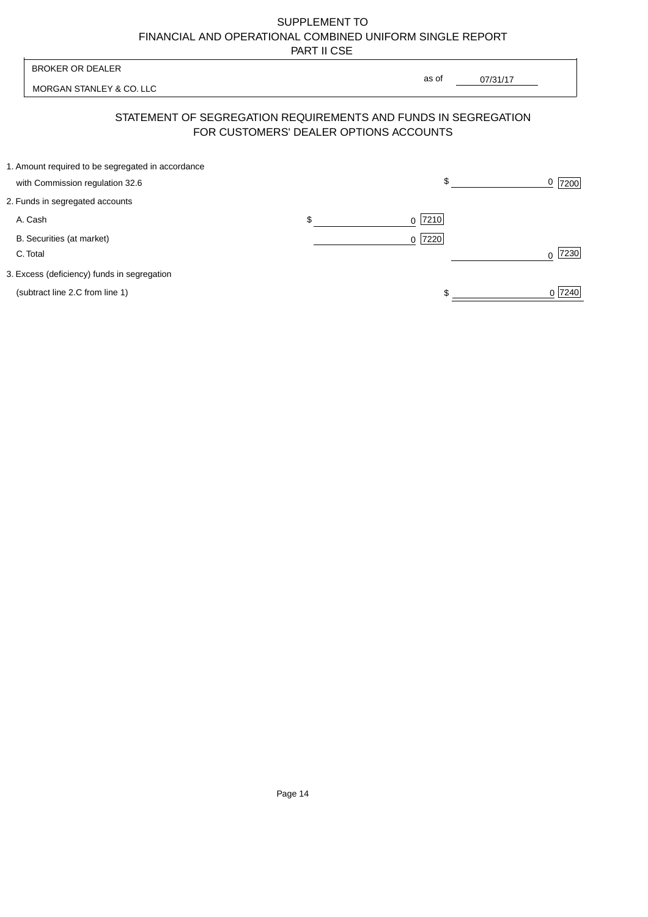SUPPLEMENT TO
FINANCIAL AND OPERATIONAL COMBINED UNIFORM SINGLE REPORT
PART II CSE

| BROKER OR DEALER | |
|---|---|
| MORGAN STANLEY & CO. LLC | as of 07/31/17 |

## STATEMENT OF SEGREGATION REQUIREMENTS AND FUNDS IN SEGREGATION FOR CUSTOMERS' DEALER OPTIONS ACCOUNTS

| | | |
|---|---|---|
| 1. Amount required to be segregated in accordance with Commission regulation 32.6 | | $ 0 [7200] |
| 2. Funds in segregated accounts | | |
| A. Cash | $ 0 [7210] | |
| B. Securities (at market) | 0 [7220] | |
| C. Total | | 0 [7230] |
| 3. Excess (deficiency) funds in segregation (subtract line 2.C from line 1) | | $ 0 [7240] |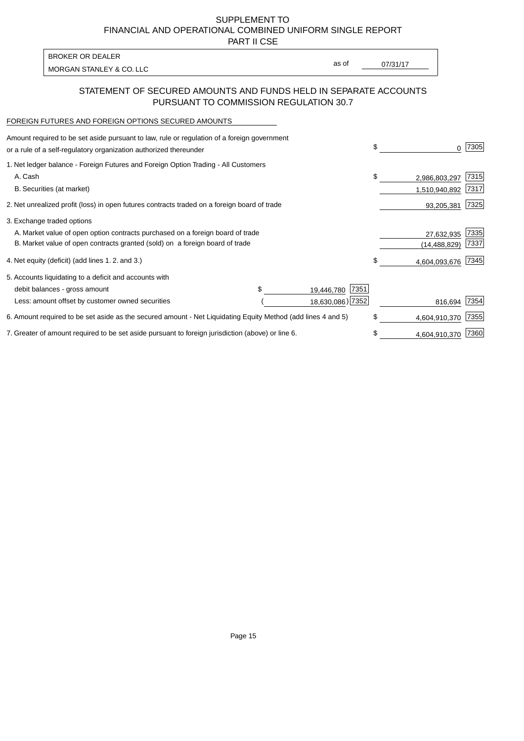SUPPLEMENT TO
FINANCIAL AND OPERATIONAL COMBINED UNIFORM SINGLE REPORT
PART II CSE

BROKER OR DEALER

MORGAN STANLEY & CO. LLC

as of 07/31/17

## STATEMENT OF SECURED AMOUNTS AND FUNDS HELD IN SEPARATE ACCOUNTS PURSUANT TO COMMISSION REGULATION 30.7

FOREIGN FUTURES AND FOREIGN OPTIONS SECURED AMOUNTS

| | | | | |
|---|---|---|---|---|
| Amount required to be set aside pursuant to law, rule or regulation of a foreign government or a rule of a self-regulatory organization authorized thereunder | | | $ 0 | 7305 |
| 1. Net ledger balance - Foreign Futures and Foreign Option Trading - All Customers | | | | |
| A. Cash | | | $ 2,986,803,297 | 7315 |
| B. Securities (at market) | | | 1,510,940,892 | 7317 |
| 2. Net unrealized profit (loss) in open futures contracts traded on a foreign board of trade | | | 93,205,381 | 7325 |
| 3. Exchange traded options | | | | |
| A. Market value of open option contracts purchased on a foreign board of trade | | | 27,632,935 | 7335 |
| B. Market value of open contracts granted (sold) on a foreign board of trade | | | (14,488,829) | 7337 |
| 4. Net equity (deficit) (add lines 1. 2. and 3.) | | | $ 4,604,093,676 | 7345 |
| 5. Accounts liquidating to a deficit and accounts with | | | | |
| debit balances - gross amount | $ 19,446,780 | 7351 | | |
| Less: amount offset by customer owned securities | ( 18,630,086) | 7352 | 816,694 | 7354 |
| 6. Amount required to be set aside as the secured amount - Net Liquidating Equity Method (add lines 4 and 5) | | | $ 4,604,910,370 | 7355 |
| 7. Greater of amount required to be set aside pursuant to foreign jurisdiction (above) or line 6. | | | $ 4,604,910,370 | 7360 |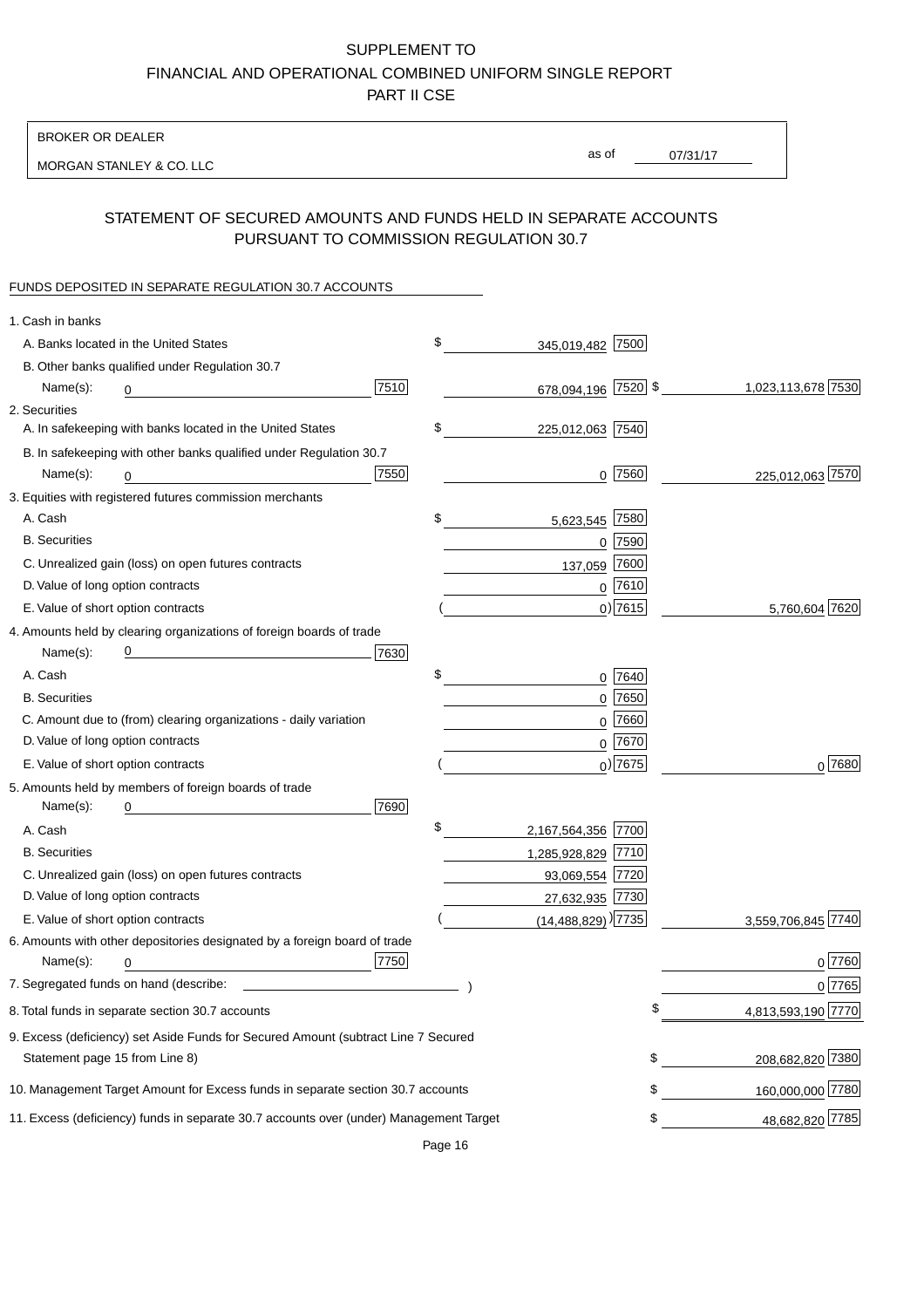SUPPLEMENT TO
FINANCIAL AND OPERATIONAL COMBINED UNIFORM SINGLE REPORT
PART II CSE

BROKER OR DEALER

MORGAN STANLEY & CO. LLC

as of 07/31/17

## STATEMENT OF SECURED AMOUNTS AND FUNDS HELD IN SEPARATE ACCOUNTS PURSUANT TO COMMISSION REGULATION 30.7

FUNDS DEPOSITED IN SEPARATE REGULATION 30.7 ACCOUNTS

| | | | |
|---|---|---|---|
| 1. Cash in banks | | | |
| A. Banks located in the United States | | $ 345,019,482 [7500] | |
| B. Other banks qualified under Regulation 30.7 | | | |
| Name(s): 0 | [7510] | 678,094,196 [7520] | $ 1,023,113,678 [7530] |
| 2. Securities | | | |
| A. In safekeeping with banks located in the United States | | $ 225,012,063 [7540] | |
| B. In safekeeping with other banks qualified under Regulation 30.7 | | | |
| Name(s): 0 | [7550] | 0 [7560] | 225,012,063 [7570] |
| 3. Equities with registered futures commission merchants | | | |
| A. Cash | | $ 5,623,545 [7580] | |
| B. Securities | | 0 [7590] | |
| C. Unrealized gain (loss) on open futures contracts | | 137,059 [7600] | |
| D. Value of long option contracts | | 0 [7610] | |
| E. Value of short option contracts | | ( 0) [7615] | 5,760,604 [7620] |
| 4. Amounts held by clearing organizations of foreign boards of trade | | | |
| Name(s): 0 | [7630] | | |
| A. Cash | | $ 0 [7640] | |
| B. Securities | | 0 [7650] | |
| C. Amount due to (from) clearing organizations - daily variation | | 0 [7660] | |
| D. Value of long option contracts | | 0 [7670] | |
| E. Value of short option contracts | | ( 0) [7675] | 0 [7680] |
| 5. Amounts held by members of foreign boards of trade | | | |
| Name(s): 0 | [7690] | | |
| A. Cash | | $ 2,167,564,356 [7700] | |
| B. Securities | | 1,285,928,829 [7710] | |
| C. Unrealized gain (loss) on open futures contracts | | 93,069,554 [7720] | |
| D. Value of long option contracts | | 27,632,935 [7730] | |
| E. Value of short option contracts | | ( (14,488,829) ) [7735] | 3,559,706,845 [7740] |
| 6. Amounts with other depositories designated by a foreign board of trade | | | |
| Name(s): 0 | [7750] | | 0 [7760] |
| 7. Segregated funds on hand (describe: ) | | | 0 [7765] |
| 8. Total funds in separate section 30.7 accounts | | | $ 4,813,593,190 [7770] |
| 9. Excess (deficiency) set Aside Funds for Secured Amount (subtract Line 7 Secured Statement page 15 from Line 8) | | | $ 208,682,820 [7380] |
| 10. Management Target Amount for Excess funds in separate section 30.7 accounts | | | $ 160,000,000 [7780] |
| 11. Excess (deficiency) funds in separate 30.7 accounts over (under) Management Target | | | $ 48,682,820 [7785] |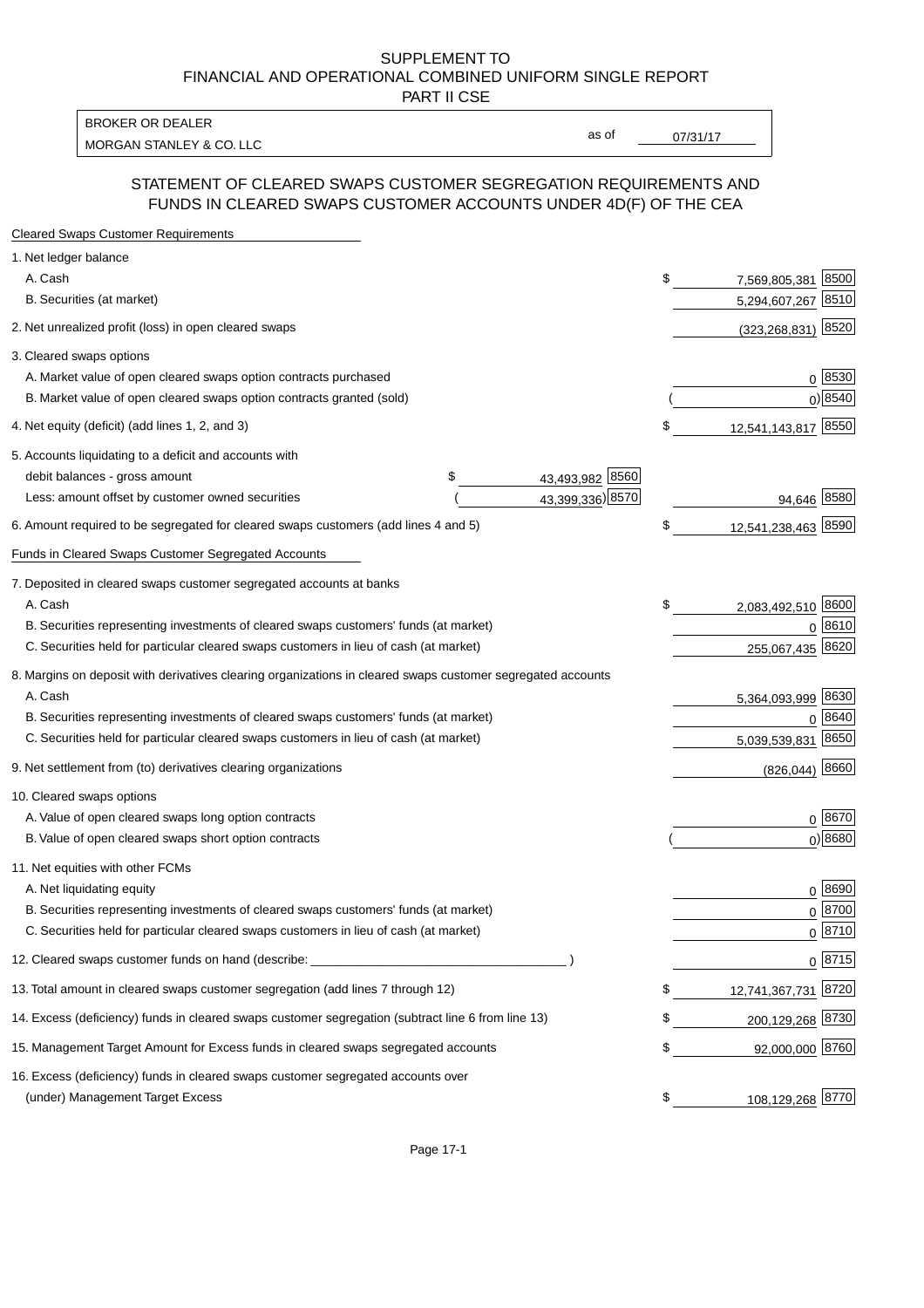SUPPLEMENT TO
FINANCIAL AND OPERATIONAL COMBINED UNIFORM SINGLE REPORT
PART II CSE

BROKER OR DEALER
MORGAN STANLEY & CO. LLC

as of 07/31/17

## STATEMENT OF CLEARED SWAPS CUSTOMER SEGREGATION REQUIREMENTS AND FUNDS IN CLEARED SWAPS CUSTOMER ACCOUNTS UNDER 4D(F) OF THE CEA

| | | | | |
|---|---|---|---|---|
| **Cleared Swaps Customer Requirements** | | | | |
| 1. Net ledger balance | | | | |
| A. Cash | | | $ 7,569,805,381 | 8500 |
| B. Securities (at market) | | | 5,294,607,267 | 8510 |
| 2. Net unrealized profit (loss) in open cleared swaps | | | (323,268,831) | 8520 |
| 3. Cleared swaps options | | | | |
| A. Market value of open cleared swaps option contracts purchased | | | 0 | 8530 |
| B. Market value of open cleared swaps option contracts granted (sold) | | | ( 0) | 8540 |
| 4. Net equity (deficit) (add lines 1, 2, and 3) | | | $ 12,541,143,817 | 8550 |
| 5. Accounts liquidating to a deficit and accounts with | | | | |
| debit balances - gross amount | $ 43,493,982 | 8560 | | |
| Less: amount offset by customer owned securities | ( 43,399,336) | 8570 | 94,646 | 8580 |
| 6. Amount required to be segregated for cleared swaps customers (add lines 4 and 5) | | | $ 12,541,238,463 | 8590 |
| **Funds in Cleared Swaps Customer Segregated Accounts** | | | | |
| 7. Deposited in cleared swaps customer segregated accounts at banks | | | | |
| A. Cash | | | $ 2,083,492,510 | 8600 |
| B. Securities representing investments of cleared swaps customers' funds (at market) | | | 0 | 8610 |
| C. Securities held for particular cleared swaps customers in lieu of cash (at market) | | | 255,067,435 | 8620 |
| 8. Margins on deposit with derivatives clearing organizations in cleared swaps customer segregated accounts | | | | |
| A. Cash | | | 5,364,093,999 | 8630 |
| B. Securities representing investments of cleared swaps customers' funds (at market) | | | 0 | 8640 |
| C. Securities held for particular cleared swaps customers in lieu of cash (at market) | | | 5,039,539,831 | 8650 |
| 9. Net settlement from (to) derivatives clearing organizations | | | (826,044) | 8660 |
| 10. Cleared swaps options | | | | |
| A. Value of open cleared swaps long option contracts | | | 0 | 8670 |
| B. Value of open cleared swaps short option contracts | | | ( 0) | 8680 |
| 11. Net equities with other FCMs | | | | |
| A. Net liquidating equity | | | 0 | 8690 |
| B. Securities representing investments of cleared swaps customers' funds (at market) | | | 0 | 8700 |
| C. Securities held for particular cleared swaps customers in lieu of cash (at market) | | | 0 | 8710 |
| 12. Cleared swaps customer funds on hand (describe: ) | | | 0 | 8715 |
| 13. Total amount in cleared swaps customer segregation (add lines 7 through 12) | | | $ 12,741,367,731 | 8720 |
| 14. Excess (deficiency) funds in cleared swaps customer segregation (subtract line 6 from line 13) | | | $ 200,129,268 | 8730 |
| 15. Management Target Amount for Excess funds in cleared swaps segregated accounts | | | $ 92,000,000 | 8760 |
| 16. Excess (deficiency) funds in cleared swaps customer segregated accounts over (under) Management Target Excess | | | $ 108,129,268 | 8770 |